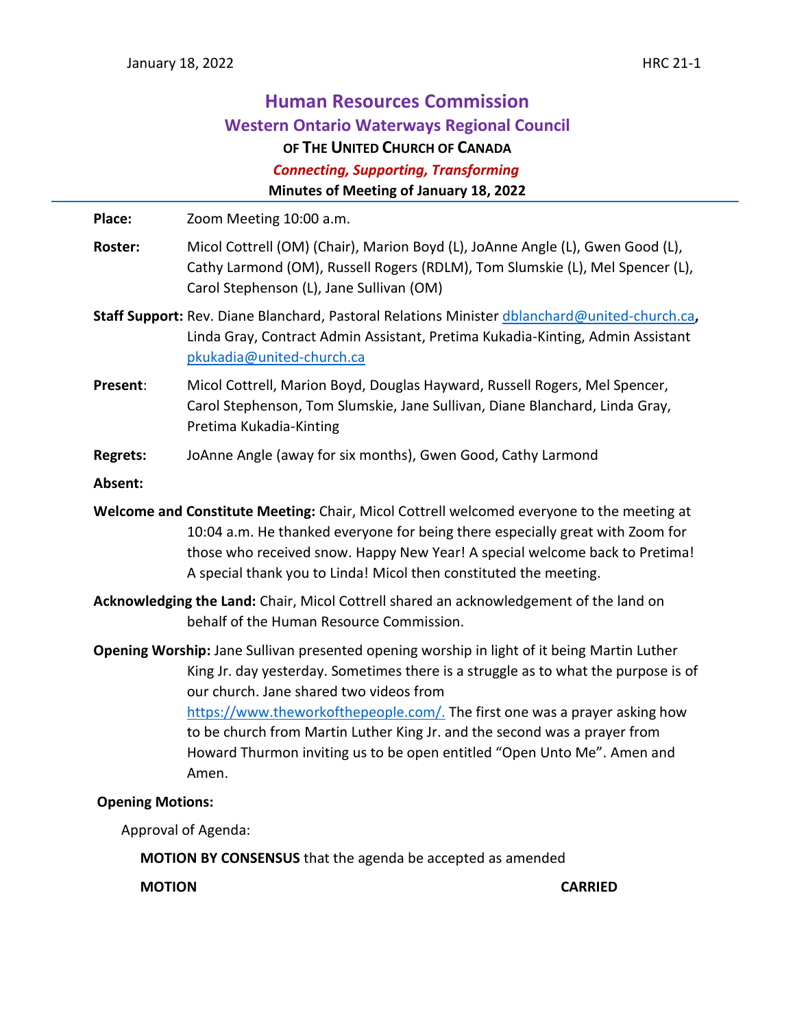January 18, 2022 HRC 21-1

# Human Resources Commission

## Western Ontario Waterways Regional Council

### OF THE UNITED CHURCH OF CANADA

***Connecting, Supporting, Transforming***

**Minutes of Meeting of January 18, 2022**

---

**Place:** Zoom Meeting 10:00 a.m.

**Roster:** Micol Cottrell (OM) (Chair), Marion Boyd (L), JoAnne Angle (L), Gwen Good (L), Cathy Larmond (OM), Russell Rogers (RDLM), Tom Slumskie (L), Mel Spencer (L), Carol Stephenson (L), Jane Sullivan (OM)

**Staff Support:** Rev. Diane Blanchard, Pastoral Relations Minister dblanchard@united-church.ca**,** Linda Gray, Contract Admin Assistant, Pretima Kukadia-Kinting, Admin Assistant pkukadia@united-church.ca

**Present**: Micol Cottrell, Marion Boyd, Douglas Hayward, Russell Rogers, Mel Spencer, Carol Stephenson, Tom Slumskie, Jane Sullivan, Diane Blanchard, Linda Gray, Pretima Kukadia-Kinting

**Regrets:** JoAnne Angle (away for six months), Gwen Good, Cathy Larmond

**Absent:**

**Welcome and Constitute Meeting:** Chair, Micol Cottrell welcomed everyone to the meeting at 10:04 a.m. He thanked everyone for being there especially great with Zoom for those who received snow. Happy New Year! A special welcome back to Pretima! A special thank you to Linda! Micol then constituted the meeting.

**Acknowledging the Land:** Chair, Micol Cottrell shared an acknowledgement of the land on behalf of the Human Resource Commission.

**Opening Worship:** Jane Sullivan presented opening worship in light of it being Martin Luther King Jr. day yesterday. Sometimes there is a struggle as to what the purpose is of our church. Jane shared two videos from https://www.theworkofthepeople.com/. The first one was a prayer asking how to be church from Martin Luther King Jr. and the second was a prayer from Howard Thurmon inviting us to be open entitled "Open Unto Me". Amen and Amen.

**Opening Motions:**

Approval of Agenda:

**MOTION BY CONSENSUS** that the agenda be accepted as amended

**MOTION** **CARRIED**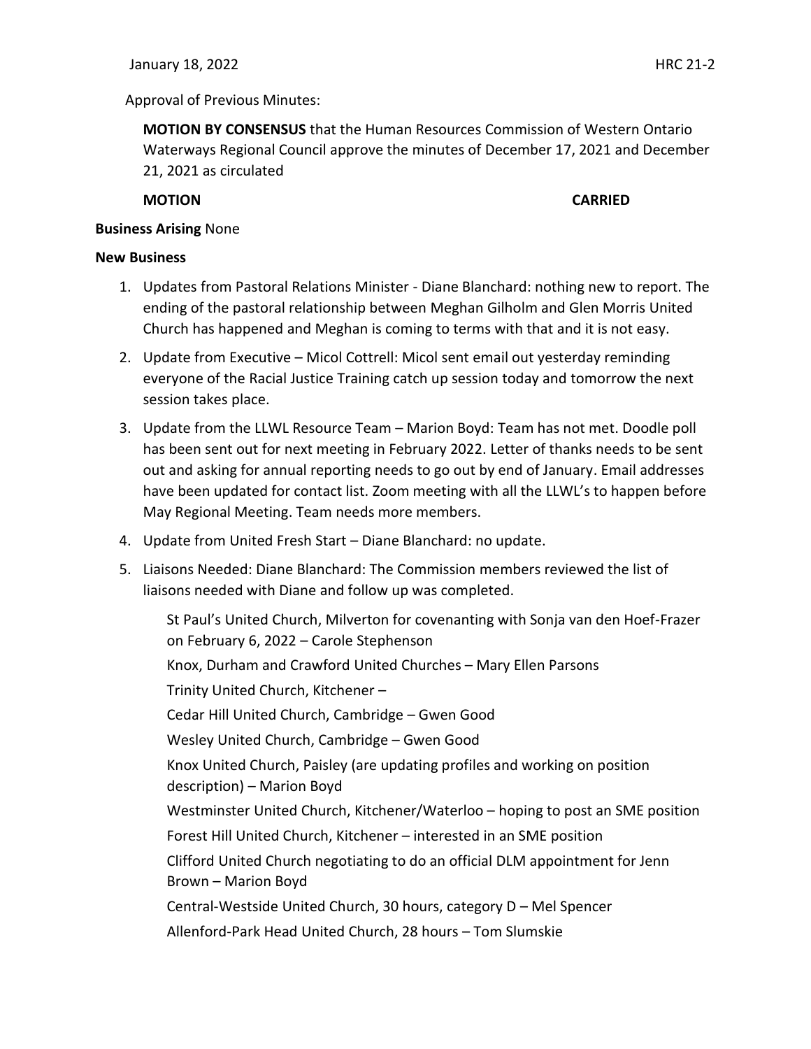Approval of Previous Minutes:

**MOTION BY CONSENSUS** that the Human Resources Commission of Western Ontario Waterways Regional Council approve the minutes of December 17, 2021 and December 21, 2021 as circulated

**MOTION** **CARRIED**

**Business Arising** None

**New Business**

1. Updates from Pastoral Relations Minister - Diane Blanchard: nothing new to report. The ending of the pastoral relationship between Meghan Gilholm and Glen Morris United Church has happened and Meghan is coming to terms with that and it is not easy.
2. Update from Executive – Micol Cottrell: Micol sent email out yesterday reminding everyone of the Racial Justice Training catch up session today and tomorrow the next session takes place.
3. Update from the LLWL Resource Team – Marion Boyd: Team has not met. Doodle poll has been sent out for next meeting in February 2022. Letter of thanks needs to be sent out and asking for annual reporting needs to go out by end of January. Email addresses have been updated for contact list. Zoom meeting with all the LLWL's to happen before May Regional Meeting. Team needs more members.
4. Update from United Fresh Start – Diane Blanchard: no update.
5. Liaisons Needed: Diane Blanchard: The Commission members reviewed the list of liaisons needed with Diane and follow up was completed.

   St Paul's United Church, Milverton for covenanting with Sonja van den Hoef-Frazer on February 6, 2022 – Carole Stephenson

   Knox, Durham and Crawford United Churches – Mary Ellen Parsons

   Trinity United Church, Kitchener –

   Cedar Hill United Church, Cambridge – Gwen Good

   Wesley United Church, Cambridge – Gwen Good

   Knox United Church, Paisley (are updating profiles and working on position description) – Marion Boyd

   Westminster United Church, Kitchener/Waterloo – hoping to post an SME position

   Forest Hill United Church, Kitchener – interested in an SME position

   Clifford United Church negotiating to do an official DLM appointment for Jenn Brown – Marion Boyd

   Central-Westside United Church, 30 hours, category D – Mel Spencer

   Allenford-Park Head United Church, 28 hours – Tom Slumskie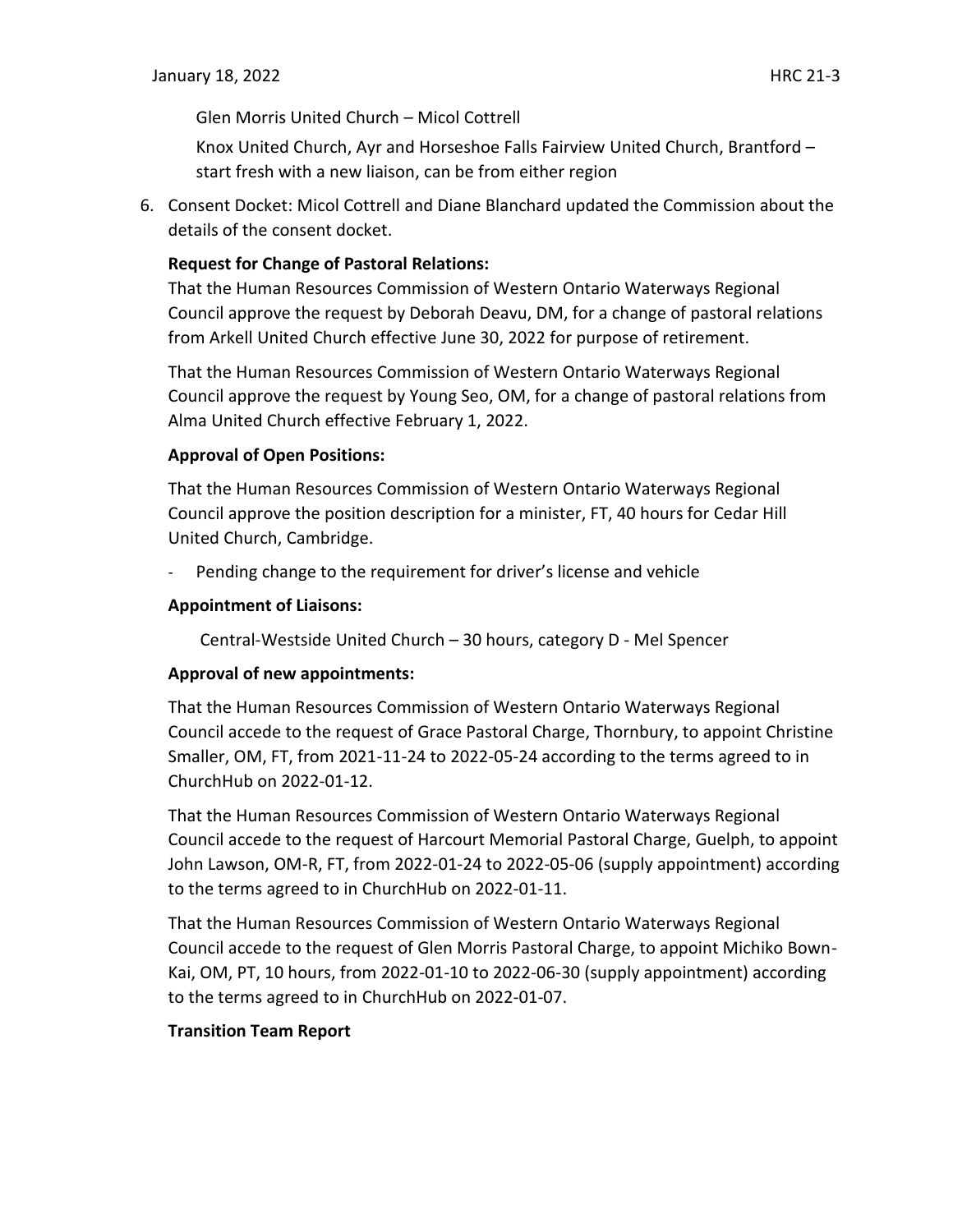Glen Morris United Church – Micol Cottrell

Knox United Church, Ayr and Horseshoe Falls Fairview United Church, Brantford – start fresh with a new liaison, can be from either region

6. Consent Docket: Micol Cottrell and Diane Blanchard updated the Commission about the details of the consent docket.

**Request for Change of Pastoral Relations:**

That the Human Resources Commission of Western Ontario Waterways Regional Council approve the request by Deborah Deavu, DM, for a change of pastoral relations from Arkell United Church effective June 30, 2022 for purpose of retirement.

That the Human Resources Commission of Western Ontario Waterways Regional Council approve the request by Young Seo, OM, for a change of pastoral relations from Alma United Church effective February 1, 2022.

**Approval of Open Positions:**

That the Human Resources Commission of Western Ontario Waterways Regional Council approve the position description for a minister, FT, 40 hours for Cedar Hill United Church, Cambridge.

- Pending change to the requirement for driver's license and vehicle

**Appointment of Liaisons:**

Central-Westside United Church – 30 hours, category D - Mel Spencer

**Approval of new appointments:**

That the Human Resources Commission of Western Ontario Waterways Regional Council accede to the request of Grace Pastoral Charge, Thornbury, to appoint Christine Smaller, OM, FT, from 2021-11-24 to 2022-05-24 according to the terms agreed to in ChurchHub on 2022-01-12.

That the Human Resources Commission of Western Ontario Waterways Regional Council accede to the request of Harcourt Memorial Pastoral Charge, Guelph, to appoint John Lawson, OM-R, FT, from 2022-01-24 to 2022-05-06 (supply appointment) according to the terms agreed to in ChurchHub on 2022-01-11.

That the Human Resources Commission of Western Ontario Waterways Regional Council accede to the request of Glen Morris Pastoral Charge, to appoint Michiko Bown-Kai, OM, PT, 10 hours, from 2022-01-10 to 2022-06-30 (supply appointment) according to the terms agreed to in ChurchHub on 2022-01-07.

**Transition Team Report**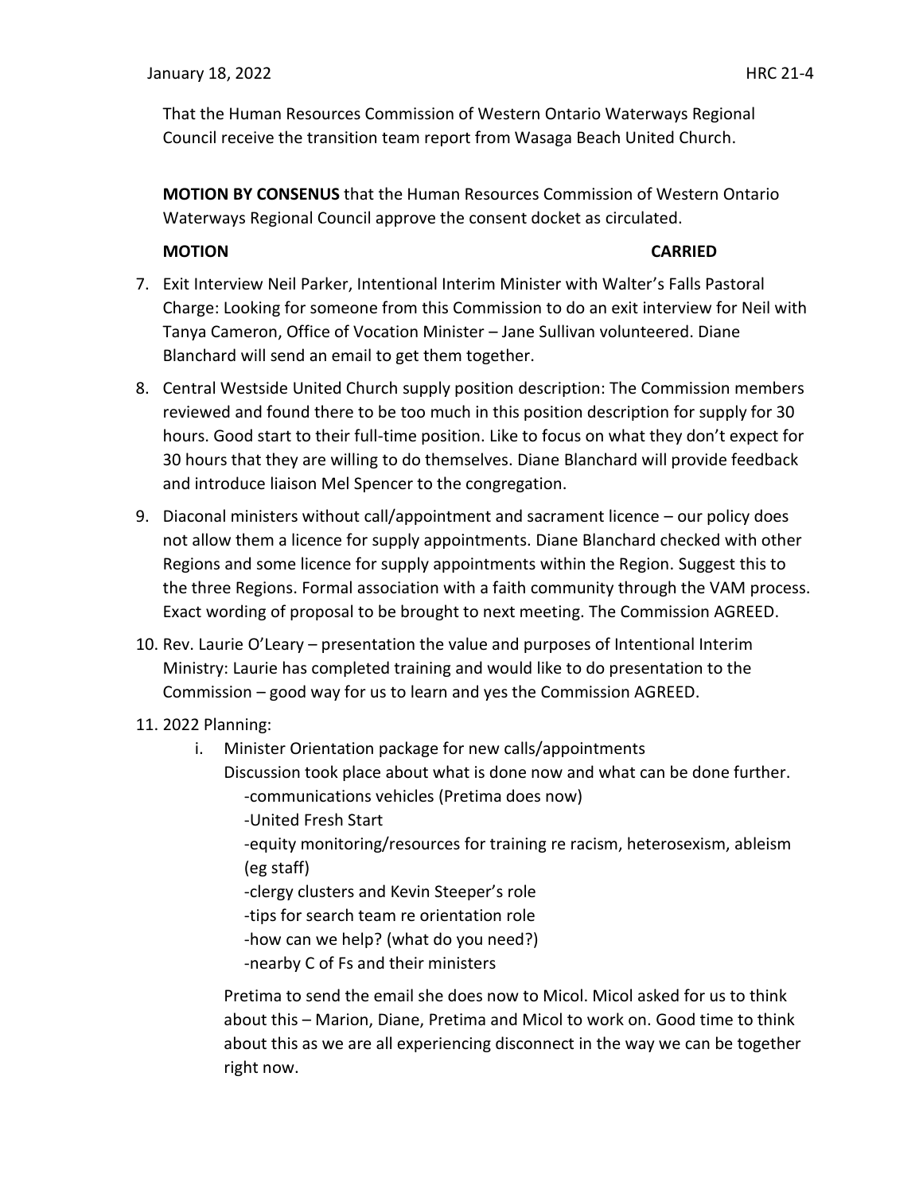That the Human Resources Commission of Western Ontario Waterways Regional Council receive the transition team report from Wasaga Beach United Church.

**MOTION BY CONSENUS** that the Human Resources Commission of Western Ontario Waterways Regional Council approve the consent docket as circulated.

**MOTION** **CARRIED**

7. Exit Interview Neil Parker, Intentional Interim Minister with Walter's Falls Pastoral Charge: Looking for someone from this Commission to do an exit interview for Neil with Tanya Cameron, Office of Vocation Minister – Jane Sullivan volunteered. Diane Blanchard will send an email to get them together.
8. Central Westside United Church supply position description: The Commission members reviewed and found there to be too much in this position description for supply for 30 hours. Good start to their full-time position. Like to focus on what they don't expect for 30 hours that they are willing to do themselves. Diane Blanchard will provide feedback and introduce liaison Mel Spencer to the congregation.
9. Diaconal ministers without call/appointment and sacrament licence – our policy does not allow them a licence for supply appointments. Diane Blanchard checked with other Regions and some licence for supply appointments within the Region. Suggest this to the three Regions. Formal association with a faith community through the VAM process. Exact wording of proposal to be brought to next meeting. The Commission AGREED.
10. Rev. Laurie O'Leary – presentation the value and purposes of Intentional Interim Ministry: Laurie has completed training and would like to do presentation to the Commission – good way for us to learn and yes the Commission AGREED.
11. 2022 Planning:
    i. Minister Orientation package for new calls/appointments
       Discussion took place about what is done now and what can be done further.
       - communications vehicles (Pretima does now)
       - United Fresh Start
       - equity monitoring/resources for training re racism, heterosexism, ableism (eg staff)
       - clergy clusters and Kevin Steeper's role
       - tips for search team re orientation role
       - how can we help? (what do you need?)
       - nearby C of Fs and their ministers

       Pretima to send the email she does now to Micol. Micol asked for us to think about this – Marion, Diane, Pretima and Micol to work on. Good time to think about this as we are all experiencing disconnect in the way we can be together right now.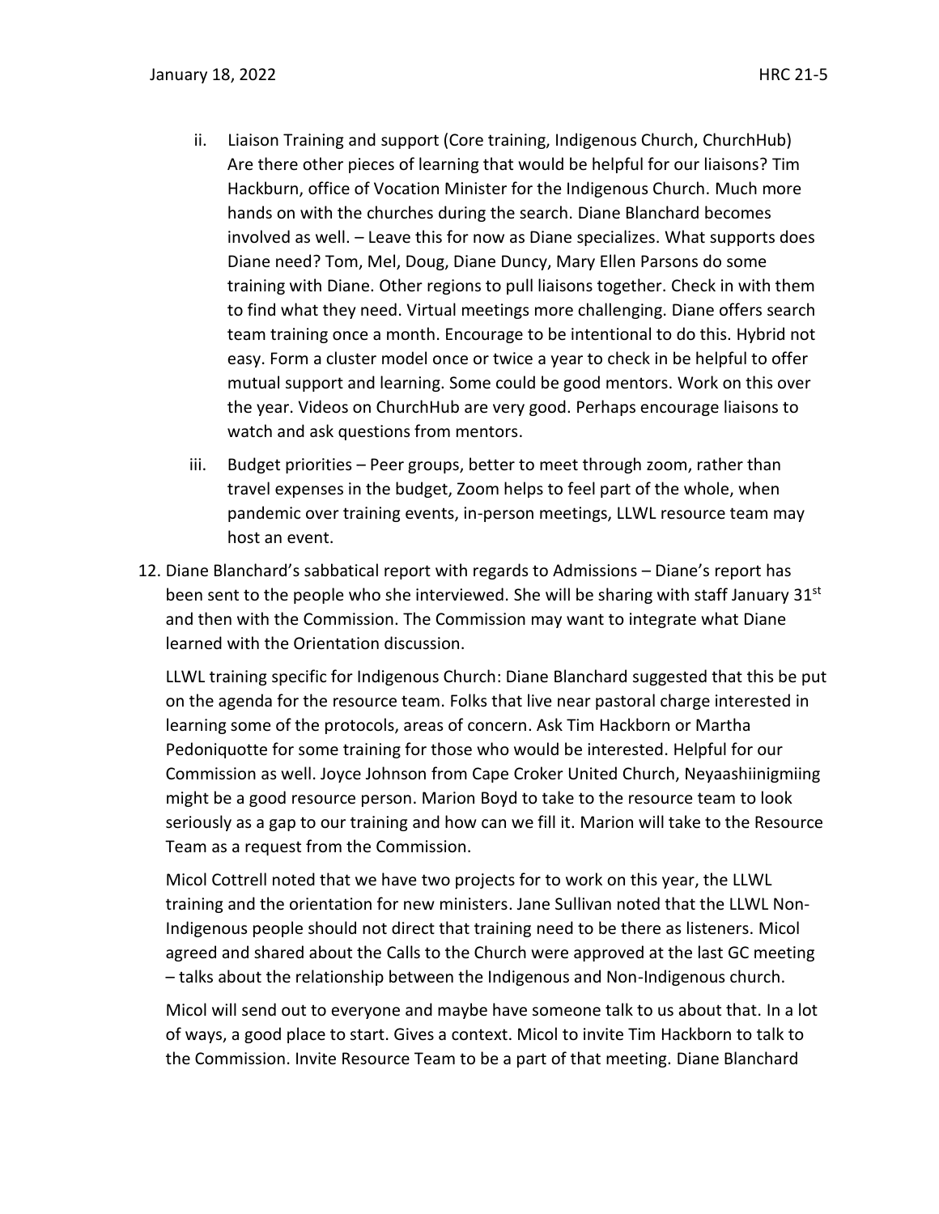ii. Liaison Training and support (Core training, Indigenous Church, ChurchHub) Are there other pieces of learning that would be helpful for our liaisons? Tim Hackburn, office of Vocation Minister for the Indigenous Church. Much more hands on with the churches during the search. Diane Blanchard becomes involved as well. – Leave this for now as Diane specializes. What supports does Diane need? Tom, Mel, Doug, Diane Duncy, Mary Ellen Parsons do some training with Diane. Other regions to pull liaisons together. Check in with them to find what they need. Virtual meetings more challenging. Diane offers search team training once a month. Encourage to be intentional to do this. Hybrid not easy. Form a cluster model once or twice a year to check in be helpful to offer mutual support and learning. Some could be good mentors. Work on this over the year. Videos on ChurchHub are very good. Perhaps encourage liaisons to watch and ask questions from mentors.

iii. Budget priorities – Peer groups, better to meet through zoom, rather than travel expenses in the budget, Zoom helps to feel part of the whole, when pandemic over training events, in-person meetings, LLWL resource team may host an event.

12. Diane Blanchard's sabbatical report with regards to Admissions – Diane's report has been sent to the people who she interviewed. She will be sharing with staff January 31st and then with the Commission. The Commission may want to integrate what Diane learned with the Orientation discussion.

LLWL training specific for Indigenous Church: Diane Blanchard suggested that this be put on the agenda for the resource team. Folks that live near pastoral charge interested in learning some of the protocols, areas of concern. Ask Tim Hackborn or Martha Pedoniquotte for some training for those who would be interested. Helpful for our Commission as well. Joyce Johnson from Cape Croker United Church, Neyaashiinigmiing might be a good resource person. Marion Boyd to take to the resource team to look seriously as a gap to our training and how can we fill it. Marion will take to the Resource Team as a request from the Commission.

Micol Cottrell noted that we have two projects for to work on this year, the LLWL training and the orientation for new ministers. Jane Sullivan noted that the LLWL Non-Indigenous people should not direct that training need to be there as listeners. Micol agreed and shared about the Calls to the Church were approved at the last GC meeting – talks about the relationship between the Indigenous and Non-Indigenous church.

Micol will send out to everyone and maybe have someone talk to us about that. In a lot of ways, a good place to start. Gives a context. Micol to invite Tim Hackborn to talk to the Commission. Invite Resource Team to be a part of that meeting. Diane Blanchard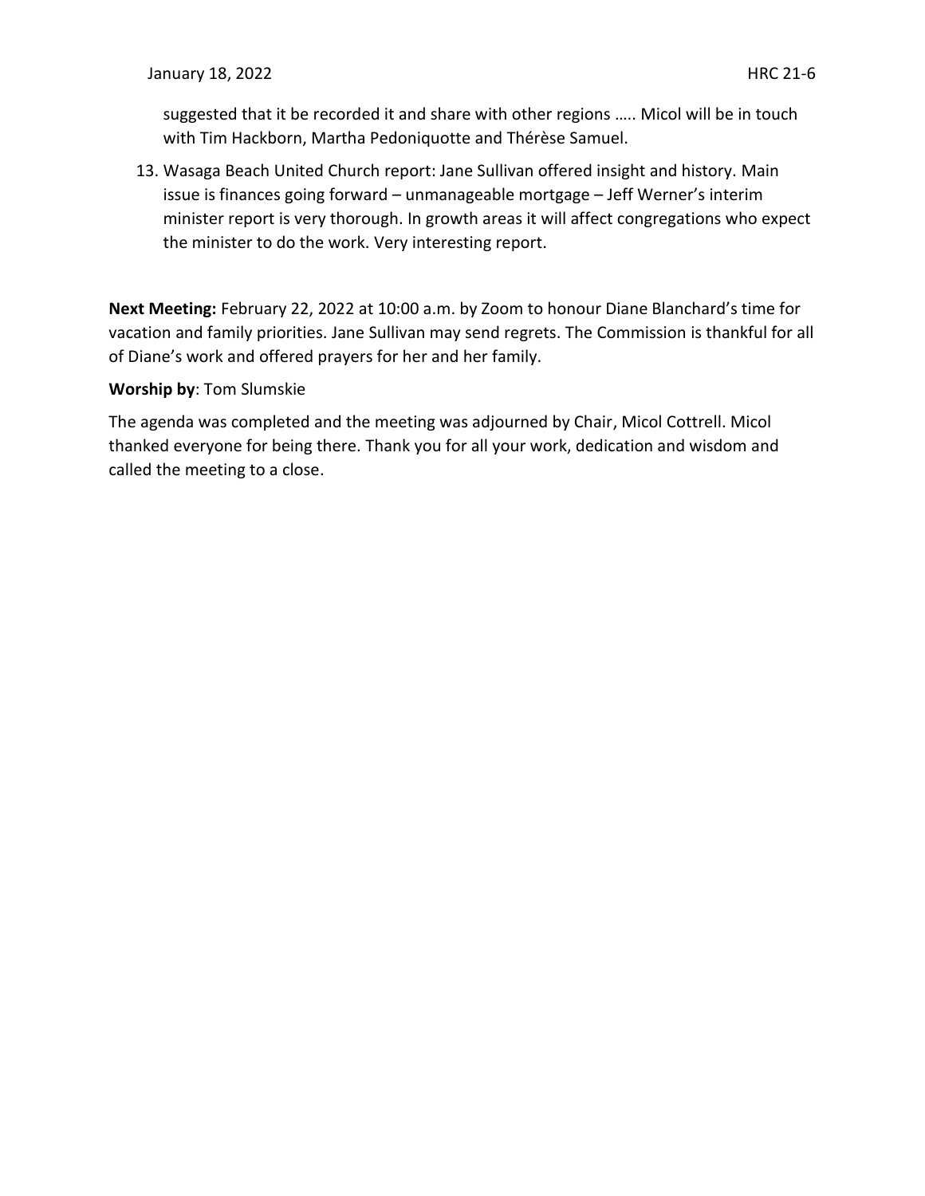suggested that it be recorded it and share with other regions ….. Micol will be in touch with Tim Hackborn, Martha Pedoniquotte and Thérèse Samuel.

13. Wasaga Beach United Church report: Jane Sullivan offered insight and history. Main issue is finances going forward – unmanageable mortgage – Jeff Werner's interim minister report is very thorough. In growth areas it will affect congregations who expect the minister to do the work. Very interesting report.

**Next Meeting:** February 22, 2022 at 10:00 a.m. by Zoom to honour Diane Blanchard's time for vacation and family priorities. Jane Sullivan may send regrets. The Commission is thankful for all of Diane's work and offered prayers for her and her family.

**Worship by**: Tom Slumskie

The agenda was completed and the meeting was adjourned by Chair, Micol Cottrell. Micol thanked everyone for being there. Thank you for all your work, dedication and wisdom and called the meeting to a close.